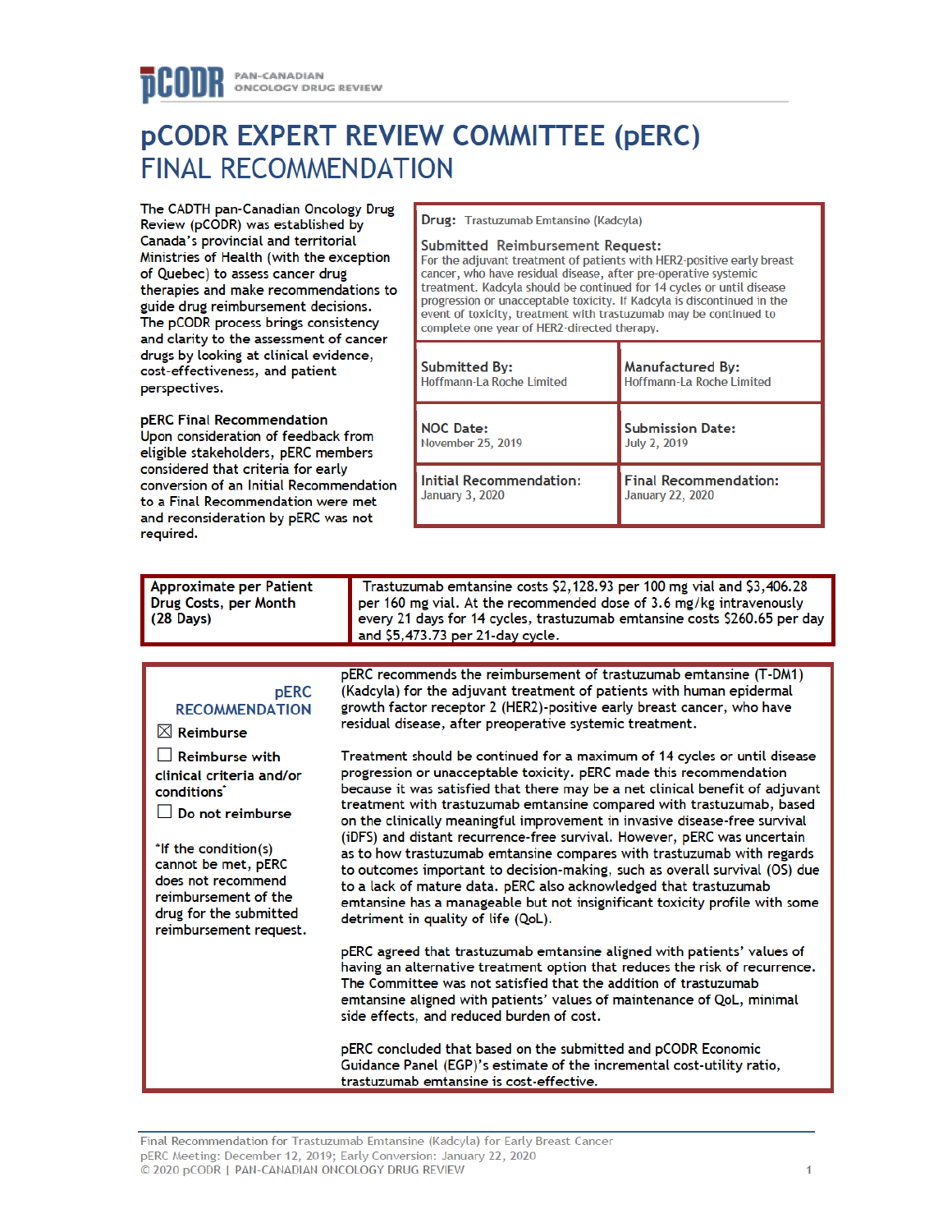# pCODR EXPERT REVIEW COMMITTEE (pERC) FINAL RECOMMENDATION

The CADTH pan-Canadian Oncology Drug Review (pCODR) was established by Canada's provincial and territorial Ministries of Health (with the exception of Quebec) to assess cancer drug therapies and make recommendations to guide drug reimbursement decisions. The pCODR process brings consistency and clarity to the assessment of cancer drugs by looking at clinical evidence, cost-effectiveness, and patient perspectives.

**pERC Final Recommendation**

Upon consideration of feedback from eligible stakeholders, pERC members considered that criteria for early conversion of an Initial Recommendation to a Final Recommendation were met and reconsideration by pERC was not required.

| **Drug:** Trastuzumab Emtansine (Kadcyla) | |
|---|---|
| **Submitted Reimbursement Request:** For the adjuvant treatment of patients with HER2-positive early breast cancer, who have residual disease, after pre-operative systemic treatment. Kadcyla should be continued for 14 cycles or until disease progression or unacceptable toxicity. If Kadcyla is discontinued in the event of toxicity, treatment with trastuzumab may be continued to complete one year of HER2-directed therapy. | |
| **Submitted By:** Hoffmann-La Roche Limited | **Manufactured By:** Hoffmann-La Roche Limited |
| **NOC Date:** November 25, 2019 | **Submission Date:** July 2, 2019 |
| **Initial Recommendation:** January 3, 2020 | **Final Recommendation:** January 22, 2020 |

| Approximate per Patient Drug Costs, per Month (28 Days) | Trastuzumab emtansine costs $2,128.93 per 100 mg vial and $3,406.28 per 160 mg vial. At the recommended dose of 3.6 mg/kg intravenously every 21 days for 14 cycles, trastuzumab emtansine costs $260.65 per day and $5,473.73 per 21-day cycle. |
|---|---|

**pERC RECOMMENDATION**

☒ Reimburse

☐ Reimburse with clinical criteria and/or conditions*

☐ Do not reimburse

*If the condition(s) cannot be met, pERC does not recommend reimbursement of the drug for the submitted reimbursement request.

pERC recommends the reimbursement of trastuzumab emtansine (T-DM1) (Kadcyla) for the adjuvant treatment of patients with human epidermal growth factor receptor 2 (HER2)-positive early breast cancer, who have residual disease, after preoperative systemic treatment.

Treatment should be continued for a maximum of 14 cycles or until disease progression or unacceptable toxicity. pERC made this recommendation because it was satisfied that there may be a net clinical benefit of adjuvant treatment with trastuzumab emtansine compared with trastuzumab, based on the clinically meaningful improvement in invasive disease-free survival (iDFS) and distant recurrence-free survival. However, pERC was uncertain as to how trastuzumab emtansine compares with trastuzumab with regards to outcomes important to decision-making, such as overall survival (OS) due to a lack of mature data. pERC also acknowledged that trastuzumab emtansine has a manageable but not insignificant toxicity profile with some detriment in quality of life (QoL).

pERC agreed that trastuzumab emtansine aligned with patients' values of having an alternative treatment option that reduces the risk of recurrence. The Committee was not satisfied that the addition of trastuzumab emtansine aligned with patients' values of maintenance of QoL, minimal side effects, and reduced burden of cost.

pERC concluded that based on the submitted and pCODR Economic Guidance Panel (EGP)'s estimate of the incremental cost-utility ratio, trastuzumab emtansine is cost-effective.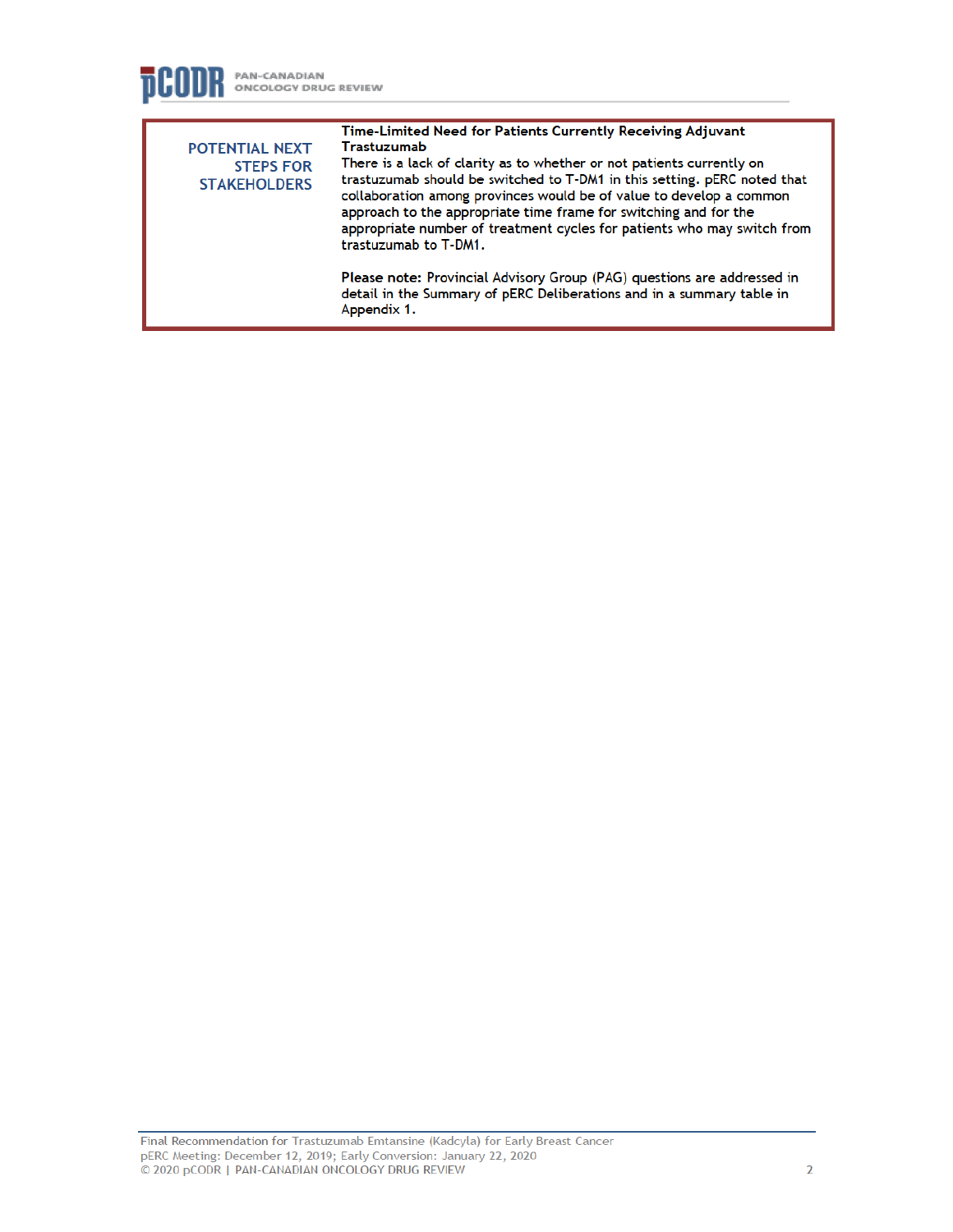| POTENTIAL NEXT STEPS FOR STAKEHOLDERS | **Time-Limited Need for Patients Currently Receiving Adjuvant Trastuzumab**<br>There is a lack of clarity as to whether or not patients currently on trastuzumab should be switched to T-DM1 in this setting. pERC noted that collaboration among provinces would be of value to develop a common approach to the appropriate time frame for switching and for the appropriate number of treatment cycles for patients who may switch from trastuzumab to T-DM1.<br><br>**Please note:** Provincial Advisory Group (PAG) questions are addressed in detail in the Summary of pERC Deliberations and in a summary table in Appendix 1. |
|---|---|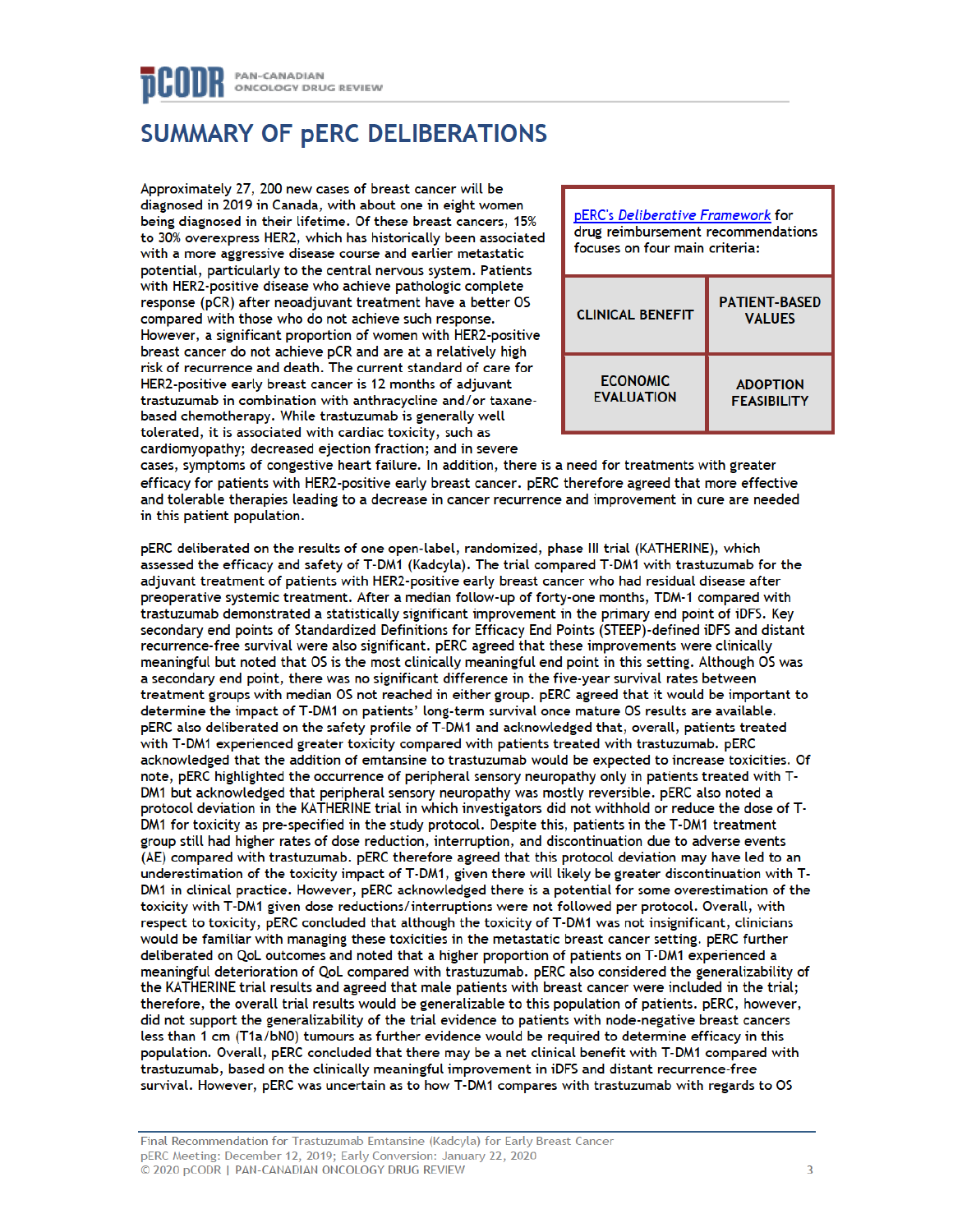# SUMMARY OF pERC DELIBERATIONS

[pERC's *Deliberative Framework*](#) for drug reimbursement recommendations focuses on four main criteria:

| CLINICAL BENEFIT | PATIENT-BASED VALUES |
|---|---|
| ECONOMIC EVALUATION | ADOPTION FEASIBILITY |

Approximately 27, 200 new cases of breast cancer will be diagnosed in 2019 in Canada, with about one in eight women being diagnosed in their lifetime. Of these breast cancers, 15% to 30% overexpress HER2, which has historically been associated with a more aggressive disease course and earlier metastatic potential, particularly to the central nervous system. Patients with HER2-positive disease who achieve pathologic complete response (pCR) after neoadjuvant treatment have a better OS compared with those who do not achieve such response. However, a significant proportion of women with HER2-positive breast cancer do not achieve pCR and are at a relatively high risk of recurrence and death. The current standard of care for HER2-positive early breast cancer is 12 months of adjuvant trastuzumab in combination with anthracycline and/or taxane-based chemotherapy. While trastuzumab is generally well tolerated, it is associated with cardiac toxicity, such as cardiomyopathy; decreased ejection fraction; and in severe cases, symptoms of congestive heart failure. In addition, there is a need for treatments with greater efficacy for patients with HER2-positive early breast cancer. pERC therefore agreed that more effective and tolerable therapies leading to a decrease in cancer recurrence and improvement in cure are needed in this patient population.

pERC deliberated on the results of one open-label, randomized, phase III trial (KATHERINE), which assessed the efficacy and safety of T-DM1 (Kadcyla). The trial compared T-DM1 with trastuzumab for the adjuvant treatment of patients with HER2-positive early breast cancer who had residual disease after preoperative systemic treatment. After a median follow-up of forty-one months, TDM-1 compared with trastuzumab demonstrated a statistically significant improvement in the primary end point of iDFS. Key secondary end points of Standardized Definitions for Efficacy End Points (STEEP)-defined iDFS and distant recurrence-free survival were also significant. pERC agreed that these improvements were clinically meaningful but noted that OS is the most clinically meaningful end point in this setting. Although OS was a secondary end point, there was no significant difference in the five-year survival rates between treatment groups with median OS not reached in either group. pERC agreed that it would be important to determine the impact of T-DM1 on patients' long-term survival once mature OS results are available. pERC also deliberated on the safety profile of T-DM1 and acknowledged that, overall, patients treated with T-DM1 experienced greater toxicity compared with patients treated with trastuzumab. pERC acknowledged that the addition of emtansine to trastuzumab would be expected to increase toxicities. Of note, pERC highlighted the occurrence of peripheral sensory neuropathy only in patients treated with T-DM1 but acknowledged that peripheral sensory neuropathy was mostly reversible. pERC also noted a protocol deviation in the KATHERINE trial in which investigators did not withhold or reduce the dose of T-DM1 for toxicity as pre-specified in the study protocol. Despite this, patients in the T-DM1 treatment group still had higher rates of dose reduction, interruption, and discontinuation due to adverse events (AE) compared with trastuzumab. pERC therefore agreed that this protocol deviation may have led to an underestimation of the toxicity impact of T-DM1, given there will likely be greater discontinuation with T-DM1 in clinical practice. However, pERC acknowledged there is a potential for some overestimation of the toxicity with T-DM1 given dose reductions/interruptions were not followed per protocol. Overall, with respect to toxicity, pERC concluded that although the toxicity of T-DM1 was not insignificant, clinicians would be familiar with managing these toxicities in the metastatic breast cancer setting. pERC further deliberated on QoL outcomes and noted that a higher proportion of patients on T-DM1 experienced a meaningful deterioration of QoL compared with trastuzumab. pERC also considered the generalizability of the KATHERINE trial results and agreed that male patients with breast cancer were included in the trial; therefore, the overall trial results would be generalizable to this population of patients. pERC, however, did not support the generalizability of the trial evidence to patients with node-negative breast cancers less than 1 cm (T1a/bN0) tumours as further evidence would be required to determine efficacy in this population. Overall, pERC concluded that there may be a net clinical benefit with T-DM1 compared with trastuzumab, based on the clinically meaningful improvement in iDFS and distant recurrence-free survival. However, pERC was uncertain as to how T-DM1 compares with trastuzumab with regards to OS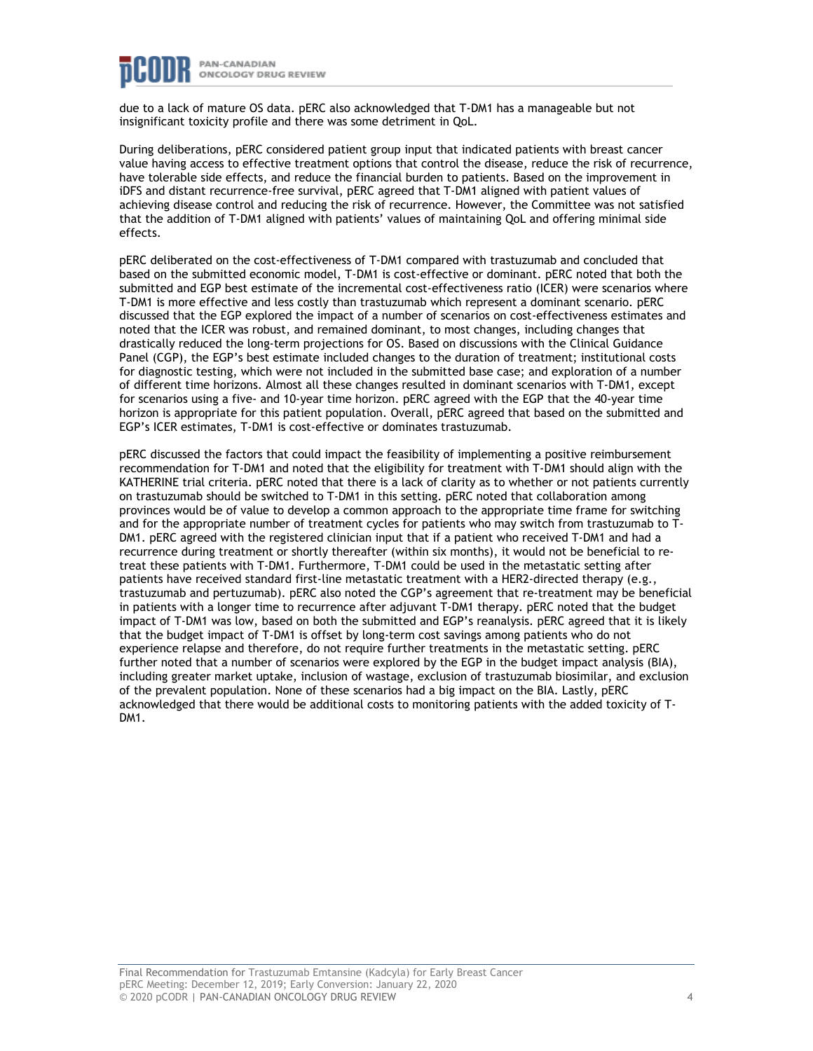due to a lack of mature OS data. pERC also acknowledged that T-DM1 has a manageable but not insignificant toxicity profile and there was some detriment in QoL.

During deliberations, pERC considered patient group input that indicated patients with breast cancer value having access to effective treatment options that control the disease, reduce the risk of recurrence, have tolerable side effects, and reduce the financial burden to patients. Based on the improvement in iDFS and distant recurrence-free survival, pERC agreed that T-DM1 aligned with patient values of achieving disease control and reducing the risk of recurrence. However, the Committee was not satisfied that the addition of T-DM1 aligned with patients' values of maintaining QoL and offering minimal side effects.

pERC deliberated on the cost-effectiveness of T-DM1 compared with trastuzumab and concluded that based on the submitted economic model, T-DM1 is cost-effective or dominant. pERC noted that both the submitted and EGP best estimate of the incremental cost-effectiveness ratio (ICER) were scenarios where T-DM1 is more effective and less costly than trastuzumab which represent a dominant scenario. pERC discussed that the EGP explored the impact of a number of scenarios on cost-effectiveness estimates and noted that the ICER was robust, and remained dominant, to most changes, including changes that drastically reduced the long-term projections for OS. Based on discussions with the Clinical Guidance Panel (CGP), the EGP's best estimate included changes to the duration of treatment; institutional costs for diagnostic testing, which were not included in the submitted base case; and exploration of a number of different time horizons. Almost all these changes resulted in dominant scenarios with T-DM1, except for scenarios using a five- and 10-year time horizon. pERC agreed with the EGP that the 40-year time horizon is appropriate for this patient population. Overall, pERC agreed that based on the submitted and EGP's ICER estimates, T-DM1 is cost-effective or dominates trastuzumab.

pERC discussed the factors that could impact the feasibility of implementing a positive reimbursement recommendation for T-DM1 and noted that the eligibility for treatment with T-DM1 should align with the KATHERINE trial criteria. pERC noted that there is a lack of clarity as to whether or not patients currently on trastuzumab should be switched to T-DM1 in this setting. pERC noted that collaboration among provinces would be of value to develop a common approach to the appropriate time frame for switching and for the appropriate number of treatment cycles for patients who may switch from trastuzumab to T-DM1. pERC agreed with the registered clinician input that if a patient who received T-DM1 and had a recurrence during treatment or shortly thereafter (within six months), it would not be beneficial to re-treat these patients with T-DM1. Furthermore, T-DM1 could be used in the metastatic setting after patients have received standard first-line metastatic treatment with a HER2-directed therapy (e.g., trastuzumab and pertuzumab). pERC also noted the CGP's agreement that re-treatment may be beneficial in patients with a longer time to recurrence after adjuvant T-DM1 therapy. pERC noted that the budget impact of T-DM1 was low, based on both the submitted and EGP's reanalysis. pERC agreed that it is likely that the budget impact of T-DM1 is offset by long-term cost savings among patients who do not experience relapse and therefore, do not require further treatments in the metastatic setting. pERC further noted that a number of scenarios were explored by the EGP in the budget impact analysis (BIA), including greater market uptake, inclusion of wastage, exclusion of trastuzumab biosimilar, and exclusion of the prevalent population. None of these scenarios had a big impact on the BIA. Lastly, pERC acknowledged that there would be additional costs to monitoring patients with the added toxicity of T-DM1.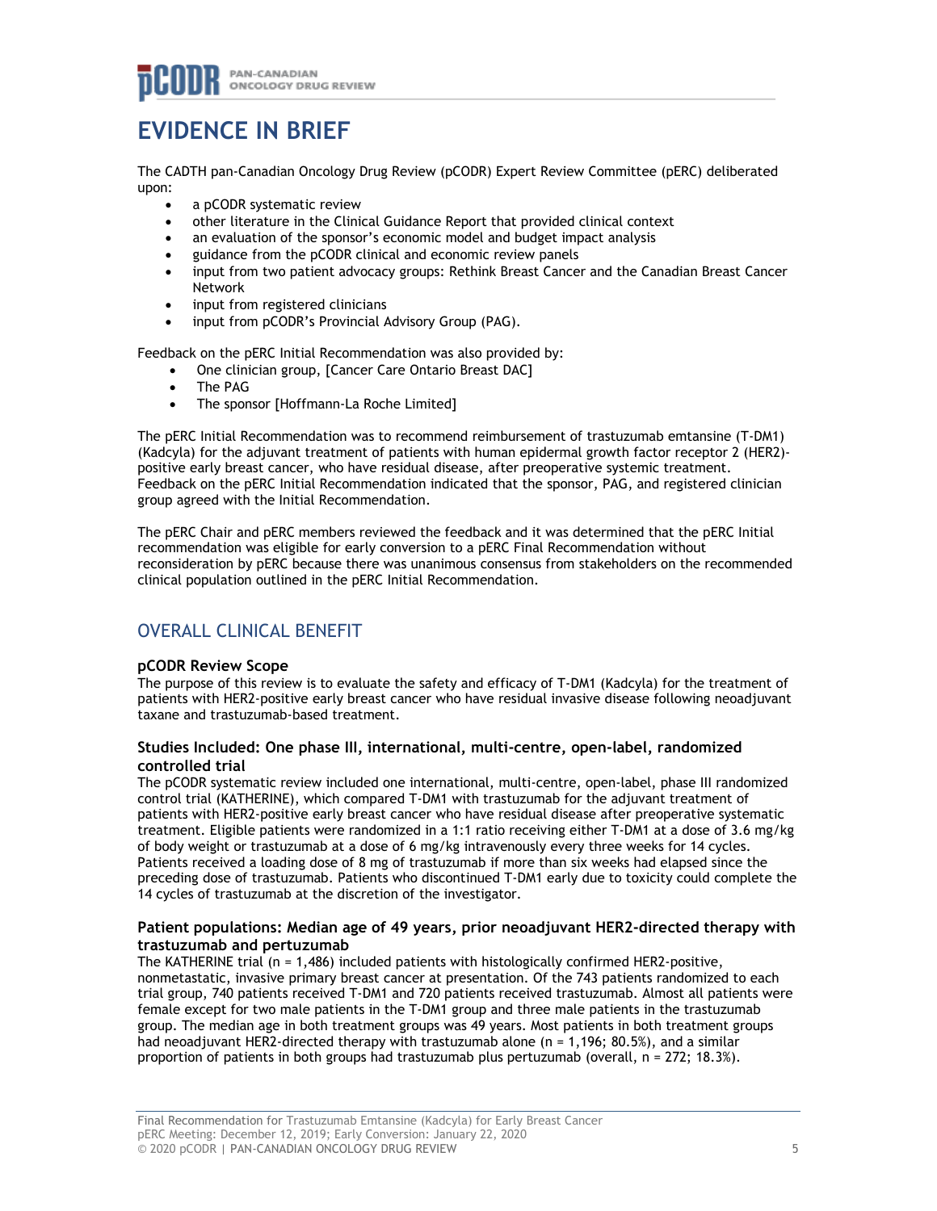# EVIDENCE IN BRIEF

The CADTH pan-Canadian Oncology Drug Review (pCODR) Expert Review Committee (pERC) deliberated upon:

- a pCODR systematic review
- other literature in the Clinical Guidance Report that provided clinical context
- an evaluation of the sponsor's economic model and budget impact analysis
- guidance from the pCODR clinical and economic review panels
- input from two patient advocacy groups: Rethink Breast Cancer and the Canadian Breast Cancer Network
- input from registered clinicians
- input from pCODR's Provincial Advisory Group (PAG).

Feedback on the pERC Initial Recommendation was also provided by:

- One clinician group, [Cancer Care Ontario Breast DAC]
- The PAG
- The sponsor [Hoffmann-La Roche Limited]

The pERC Initial Recommendation was to recommend reimbursement of trastuzumab emtansine (T-DM1) (Kadcyla) for the adjuvant treatment of patients with human epidermal growth factor receptor 2 (HER2)-positive early breast cancer, who have residual disease, after preoperative systemic treatment. Feedback on the pERC Initial Recommendation indicated that the sponsor, PAG, and registered clinician group agreed with the Initial Recommendation.

The pERC Chair and pERC members reviewed the feedback and it was determined that the pERC Initial recommendation was eligible for early conversion to a pERC Final Recommendation without reconsideration by pERC because there was unanimous consensus from stakeholders on the recommended clinical population outlined in the pERC Initial Recommendation.

## OVERALL CLINICAL BENEFIT

### pCODR Review Scope

The purpose of this review is to evaluate the safety and efficacy of T-DM1 (Kadcyla) for the treatment of patients with HER2-positive early breast cancer who have residual invasive disease following neoadjuvant taxane and trastuzumab-based treatment.

### Studies Included: One phase III, international, multi-centre, open-label, randomized controlled trial

The pCODR systematic review included one international, multi-centre, open-label, phase III randomized control trial (KATHERINE), which compared T-DM1 with trastuzumab for the adjuvant treatment of patients with HER2-positive early breast cancer who have residual disease after preoperative systematic treatment. Eligible patients were randomized in a 1:1 ratio receiving either T-DM1 at a dose of 3.6 mg/kg of body weight or trastuzumab at a dose of 6 mg/kg intravenously every three weeks for 14 cycles. Patients received a loading dose of 8 mg of trastuzumab if more than six weeks had elapsed since the preceding dose of trastuzumab. Patients who discontinued T-DM1 early due to toxicity could complete the 14 cycles of trastuzumab at the discretion of the investigator.

### Patient populations: Median age of 49 years, prior neoadjuvant HER2-directed therapy with trastuzumab and pertuzumab

The KATHERINE trial (n = 1,486) included patients with histologically confirmed HER2-positive, nonmetastatic, invasive primary breast cancer at presentation. Of the 743 patients randomized to each trial group, 740 patients received T-DM1 and 720 patients received trastuzumab. Almost all patients were female except for two male patients in the T-DM1 group and three male patients in the trastuzumab group. The median age in both treatment groups was 49 years. Most patients in both treatment groups had neoadjuvant HER2-directed therapy with trastuzumab alone (n = 1,196; 80.5%), and a similar proportion of patients in both groups had trastuzumab plus pertuzumab (overall, n = 272; 18.3%).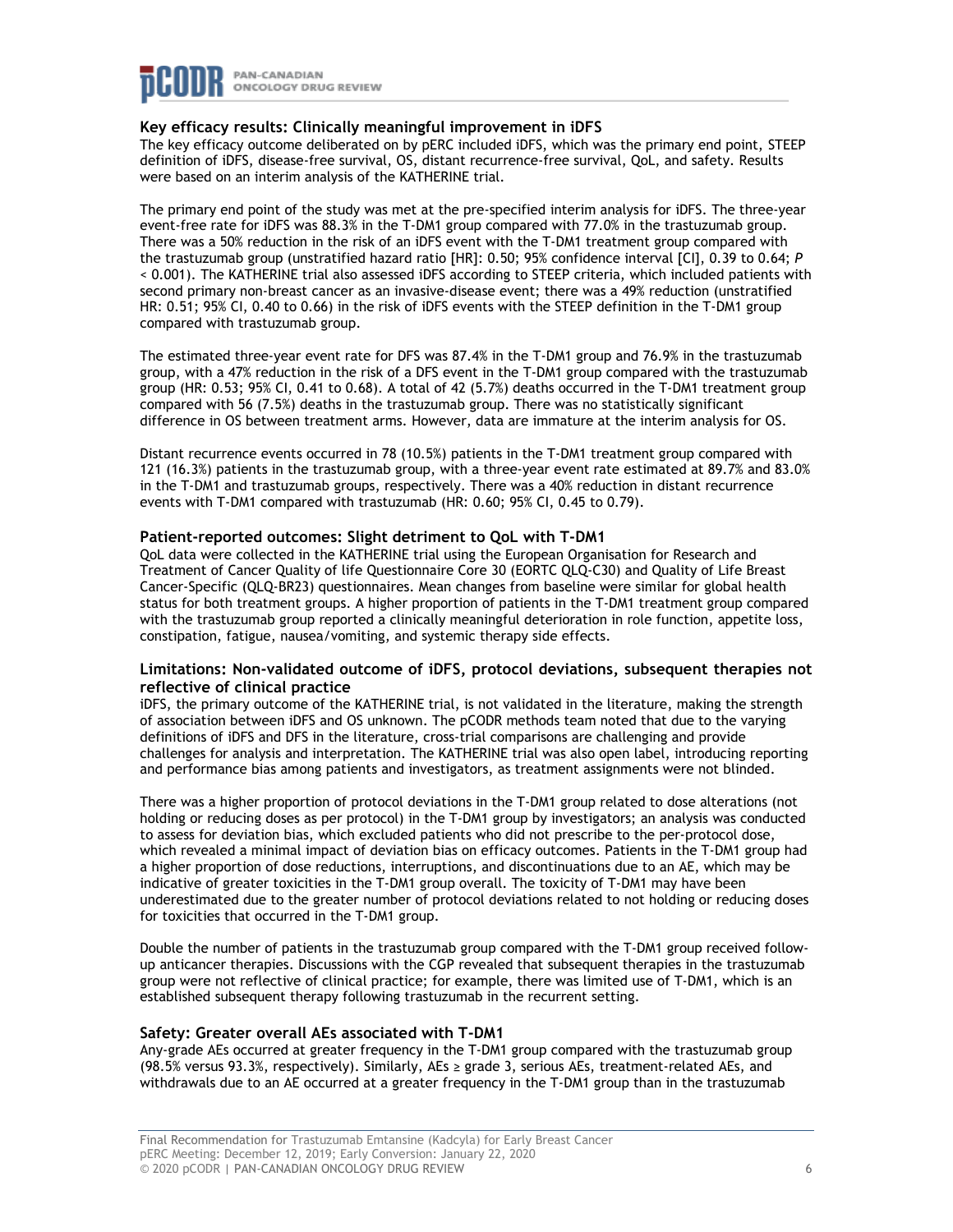### Key efficacy results: Clinically meaningful improvement in iDFS

The key efficacy outcome deliberated on by pERC included iDFS, which was the primary end point, STEEP definition of iDFS, disease-free survival, OS, distant recurrence-free survival, QoL, and safety. Results were based on an interim analysis of the KATHERINE trial.

The primary end point of the study was met at the pre-specified interim analysis for iDFS. The three-year event-free rate for iDFS was 88.3% in the T-DM1 group compared with 77.0% in the trastuzumab group. There was a 50% reduction in the risk of an iDFS event with the T-DM1 treatment group compared with the trastuzumab group (unstratified hazard ratio [HR]: 0.50; 95% confidence interval [CI], 0.39 to 0.64; $P < 0.001$). The KATHERINE trial also assessed iDFS according to STEEP criteria, which included patients with second primary non-breast cancer as an invasive-disease event; there was a 49% reduction (unstratified HR: 0.51; 95% CI, 0.40 to 0.66) in the risk of iDFS events with the STEEP definition in the T-DM1 group compared with trastuzumab group.

The estimated three-year event rate for DFS was 87.4% in the T-DM1 group and 76.9% in the trastuzumab group, with a 47% reduction in the risk of a DFS event in the T-DM1 group compared with the trastuzumab group (HR: 0.53; 95% CI, 0.41 to 0.68). A total of 42 (5.7%) deaths occurred in the T-DM1 treatment group compared with 56 (7.5%) deaths in the trastuzumab group. There was no statistically significant difference in OS between treatment arms. However, data are immature at the interim analysis for OS.

Distant recurrence events occurred in 78 (10.5%) patients in the T-DM1 treatment group compared with 121 (16.3%) patients in the trastuzumab group, with a three-year event rate estimated at 89.7% and 83.0% in the T-DM1 and trastuzumab groups, respectively. There was a 40% reduction in distant recurrence events with T-DM1 compared with trastuzumab (HR: 0.60; 95% CI, 0.45 to 0.79).

### Patient-reported outcomes: Slight detriment to QoL with T-DM1

QoL data were collected in the KATHERINE trial using the European Organisation for Research and Treatment of Cancer Quality of life Questionnaire Core 30 (EORTC QLQ-C30) and Quality of Life Breast Cancer-Specific (QLQ-BR23) questionnaires. Mean changes from baseline were similar for global health status for both treatment groups. A higher proportion of patients in the T-DM1 treatment group compared with the trastuzumab group reported a clinically meaningful deterioration in role function, appetite loss, constipation, fatigue, nausea/vomiting, and systemic therapy side effects.

### Limitations: Non-validated outcome of iDFS, protocol deviations, subsequent therapies not reflective of clinical practice

iDFS, the primary outcome of the KATHERINE trial, is not validated in the literature, making the strength of association between iDFS and OS unknown. The pCODR methods team noted that due to the varying definitions of iDFS and DFS in the literature, cross-trial comparisons are challenging and provide challenges for analysis and interpretation. The KATHERINE trial was also open label, introducing reporting and performance bias among patients and investigators, as treatment assignments were not blinded.

There was a higher proportion of protocol deviations in the T-DM1 group related to dose alterations (not holding or reducing doses as per protocol) in the T-DM1 group by investigators; an analysis was conducted to assess for deviation bias, which excluded patients who did not prescribe to the per-protocol dose, which revealed a minimal impact of deviation bias on efficacy outcomes. Patients in the T-DM1 group had a higher proportion of dose reductions, interruptions, and discontinuations due to an AE, which may be indicative of greater toxicities in the T-DM1 group overall. The toxicity of T-DM1 may have been underestimated due to the greater number of protocol deviations related to not holding or reducing doses for toxicities that occurred in the T-DM1 group.

Double the number of patients in the trastuzumab group compared with the T-DM1 group received follow-up anticancer therapies. Discussions with the CGP revealed that subsequent therapies in the trastuzumab group were not reflective of clinical practice; for example, there was limited use of T-DM1, which is an established subsequent therapy following trastuzumab in the recurrent setting.

### Safety: Greater overall AEs associated with T-DM1

Any-grade AEs occurred at greater frequency in the T-DM1 group compared with the trastuzumab group (98.5% versus 93.3%, respectively). Similarly, AEs ≥ grade 3, serious AEs, treatment-related AEs, and withdrawals due to an AE occurred at a greater frequency in the T-DM1 group than in the trastuzumab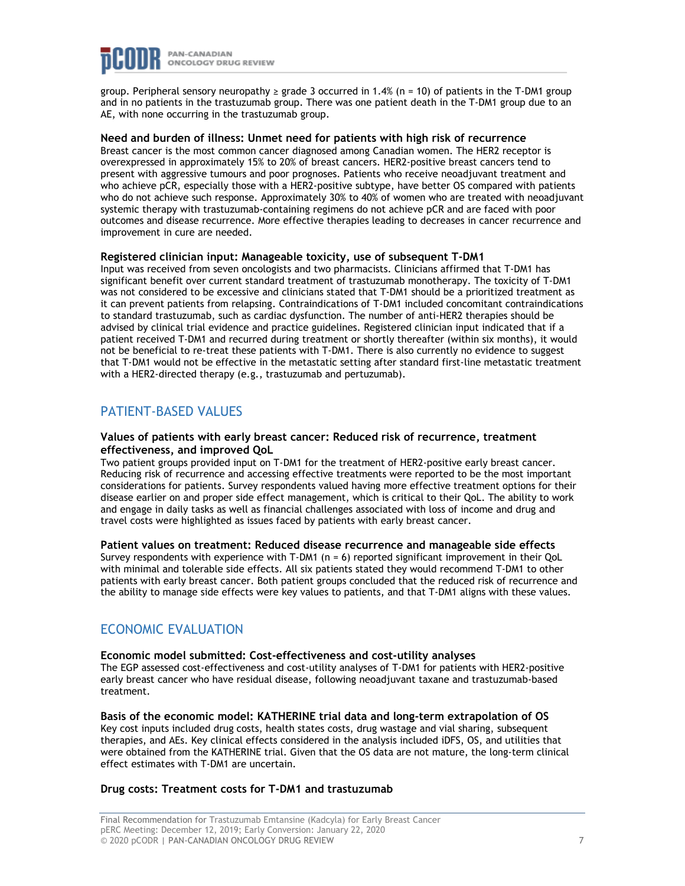group. Peripheral sensory neuropathy ≥ grade 3 occurred in 1.4% (n = 10) of patients in the T-DM1 group and in no patients in the trastuzumab group. There was one patient death in the T-DM1 group due to an AE, with none occurring in the trastuzumab group.

**Need and burden of illness: Unmet need for patients with high risk of recurrence**
Breast cancer is the most common cancer diagnosed among Canadian women. The HER2 receptor is overexpressed in approximately 15% to 20% of breast cancers. HER2-positive breast cancers tend to present with aggressive tumours and poor prognoses. Patients who receive neoadjuvant treatment and who achieve pCR, especially those with a HER2-positive subtype, have better OS compared with patients who do not achieve such response. Approximately 30% to 40% of women who are treated with neoadjuvant systemic therapy with trastuzumab-containing regimens do not achieve pCR and are faced with poor outcomes and disease recurrence. More effective therapies leading to decreases in cancer recurrence and improvement in cure are needed.

**Registered clinician input: Manageable toxicity, use of subsequent T-DM1**
Input was received from seven oncologists and two pharmacists. Clinicians affirmed that T-DM1 has significant benefit over current standard treatment of trastuzumab monotherapy. The toxicity of T-DM1 was not considered to be excessive and clinicians stated that T-DM1 should be a prioritized treatment as it can prevent patients from relapsing. Contraindications of T-DM1 included concomitant contraindications to standard trastuzumab, such as cardiac dysfunction. The number of anti-HER2 therapies should be advised by clinical trial evidence and practice guidelines. Registered clinician input indicated that if a patient received T-DM1 and recurred during treatment or shortly thereafter (within six months), it would not be beneficial to re-treat these patients with T-DM1. There is also currently no evidence to suggest that T-DM1 would not be effective in the metastatic setting after standard first-line metastatic treatment with a HER2-directed therapy (e.g., trastuzumab and pertuzumab).

## PATIENT-BASED VALUES

**Values of patients with early breast cancer: Reduced risk of recurrence, treatment effectiveness, and improved QoL**
Two patient groups provided input on T-DM1 for the treatment of HER2-positive early breast cancer. Reducing risk of recurrence and accessing effective treatments were reported to be the most important considerations for patients. Survey respondents valued having more effective treatment options for their disease earlier on and proper side effect management, which is critical to their QoL. The ability to work and engage in daily tasks as well as financial challenges associated with loss of income and drug and travel costs were highlighted as issues faced by patients with early breast cancer.

**Patient values on treatment: Reduced disease recurrence and manageable side effects**
Survey respondents with experience with T-DM1 (n = 6) reported significant improvement in their QoL with minimal and tolerable side effects. All six patients stated they would recommend T-DM1 to other patients with early breast cancer. Both patient groups concluded that the reduced risk of recurrence and the ability to manage side effects were key values to patients, and that T-DM1 aligns with these values.

## ECONOMIC EVALUATION

**Economic model submitted: Cost-effectiveness and cost-utility analyses**
The EGP assessed cost-effectiveness and cost-utility analyses of T-DM1 for patients with HER2-positive early breast cancer who have residual disease, following neoadjuvant taxane and trastuzumab-based treatment.

**Basis of the economic model: KATHERINE trial data and long-term extrapolation of OS**
Key cost inputs included drug costs, health states costs, drug wastage and vial sharing, subsequent therapies, and AEs. Key clinical effects considered in the analysis included iDFS, OS, and utilities that were obtained from the KATHERINE trial. Given that the OS data are not mature, the long-term clinical effect estimates with T-DM1 are uncertain.

**Drug costs: Treatment costs for T-DM1 and trastuzumab**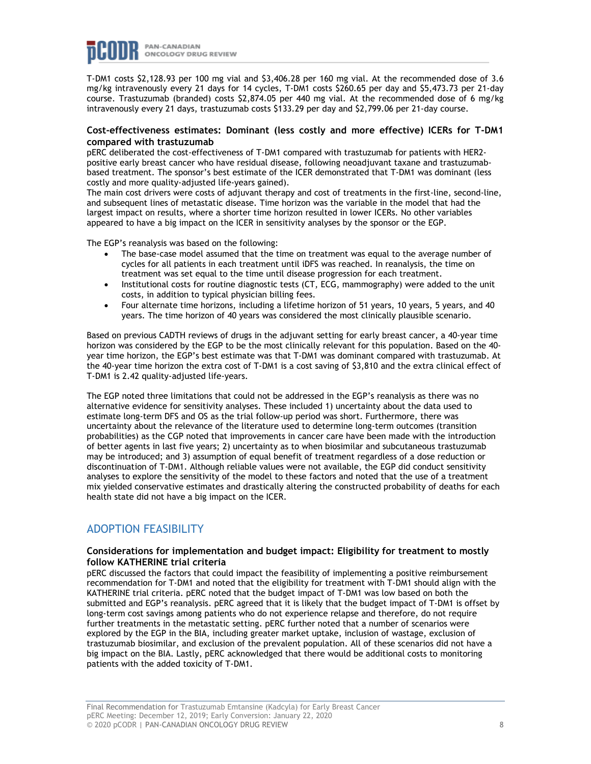T-DM1 costs $2,128.93 per 100 mg vial and $3,406.28 per 160 mg vial. At the recommended dose of 3.6 mg/kg intravenously every 21 days for 14 cycles, T-DM1 costs $260.65 per day and $5,473.73 per 21-day course. Trastuzumab (branded) costs $2,874.05 per 440 mg vial. At the recommended dose of 6 mg/kg intravenously every 21 days, trastuzumab costs $133.29 per day and $2,799.06 per 21-day course.

### Cost-effectiveness estimates: Dominant (less costly and more effective) ICERs for T-DM1 compared with trastuzumab

pERC deliberated the cost-effectiveness of T-DM1 compared with trastuzumab for patients with HER2-positive early breast cancer who have residual disease, following neoadjuvant taxane and trastuzumab-based treatment. The sponsor's best estimate of the ICER demonstrated that T-DM1 was dominant (less costly and more quality-adjusted life-years gained).

The main cost drivers were costs of adjuvant therapy and cost of treatments in the first-line, second-line, and subsequent lines of metastatic disease. Time horizon was the variable in the model that had the largest impact on results, where a shorter time horizon resulted in lower ICERs. No other variables appeared to have a big impact on the ICER in sensitivity analyses by the sponsor or the EGP.

The EGP's reanalysis was based on the following:

- The base-case model assumed that the time on treatment was equal to the average number of cycles for all patients in each treatment until iDFS was reached. In reanalysis, the time on treatment was set equal to the time until disease progression for each treatment.
- Institutional costs for routine diagnostic tests (CT, ECG, mammography) were added to the unit costs, in addition to typical physician billing fees.
- Four alternate time horizons, including a lifetime horizon of 51 years, 10 years, 5 years, and 40 years. The time horizon of 40 years was considered the most clinically plausible scenario.

Based on previous CADTH reviews of drugs in the adjuvant setting for early breast cancer, a 40-year time horizon was considered by the EGP to be the most clinically relevant for this population. Based on the 40-year time horizon, the EGP's best estimate was that T-DM1 was dominant compared with trastuzumab. At the 40-year time horizon the extra cost of T-DM1 is a cost saving of $3,810 and the extra clinical effect of T-DM1 is 2.42 quality-adjusted life-years.

The EGP noted three limitations that could not be addressed in the EGP's reanalysis as there was no alternative evidence for sensitivity analyses. These included 1) uncertainty about the data used to estimate long-term DFS and OS as the trial follow-up period was short. Furthermore, there was uncertainty about the relevance of the literature used to determine long-term outcomes (transition probabilities) as the CGP noted that improvements in cancer care have been made with the introduction of better agents in last five years; 2) uncertainty as to when biosimilar and subcutaneous trastuzumab may be introduced; and 3) assumption of equal benefit of treatment regardless of a dose reduction or discontinuation of T-DM1. Although reliable values were not available, the EGP did conduct sensitivity analyses to explore the sensitivity of the model to these factors and noted that the use of a treatment mix yielded conservative estimates and drastically altering the constructed probability of deaths for each health state did not have a big impact on the ICER.

## ADOPTION FEASIBILITY

### Considerations for implementation and budget impact: Eligibility for treatment to mostly follow KATHERINE trial criteria

pERC discussed the factors that could impact the feasibility of implementing a positive reimbursement recommendation for T-DM1 and noted that the eligibility for treatment with T-DM1 should align with the KATHERINE trial criteria. pERC noted that the budget impact of T-DM1 was low based on both the submitted and EGP's reanalysis. pERC agreed that it is likely that the budget impact of T-DM1 is offset by long-term cost savings among patients who do not experience relapse and therefore, do not require further treatments in the metastatic setting. pERC further noted that a number of scenarios were explored by the EGP in the BIA, including greater market uptake, inclusion of wastage, exclusion of trastuzumab biosimilar, and exclusion of the prevalent population. All of these scenarios did not have a big impact on the BIA. Lastly, pERC acknowledged that there would be additional costs to monitoring patients with the added toxicity of T-DM1.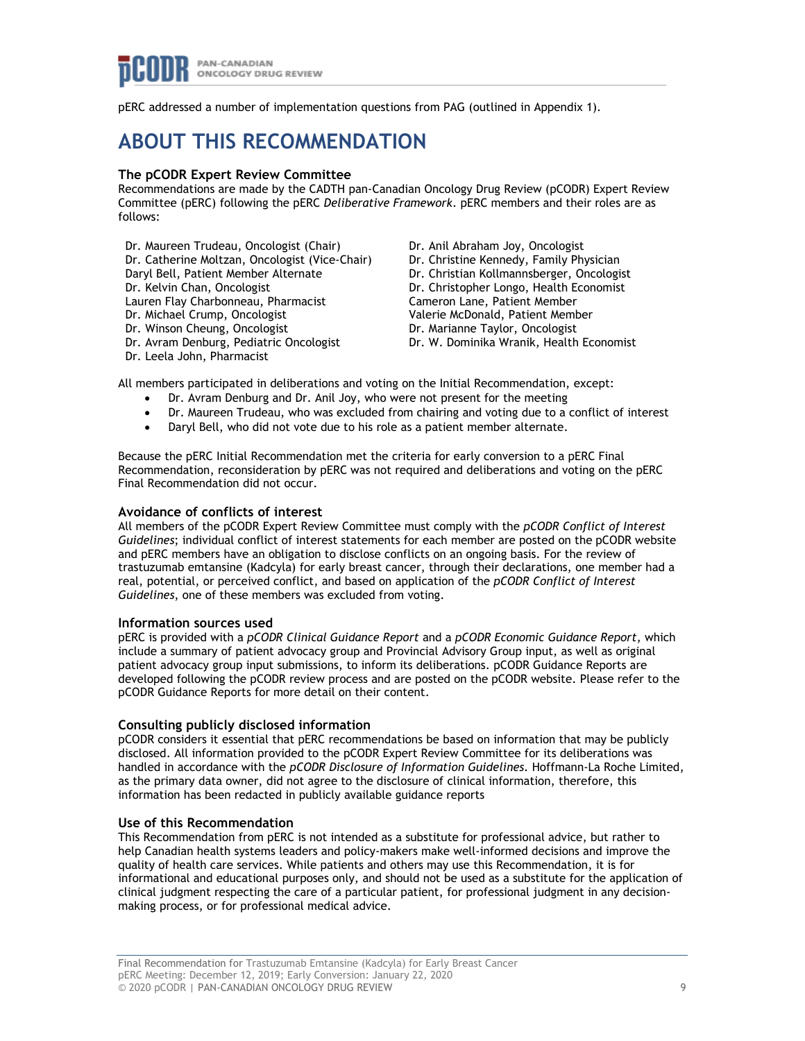pERC addressed a number of implementation questions from PAG (outlined in Appendix 1).

# ABOUT THIS RECOMMENDATION

### The pCODR Expert Review Committee

Recommendations are made by the CADTH pan-Canadian Oncology Drug Review (pCODR) Expert Review Committee (pERC) following the pERC *Deliberative Framework*. pERC members and their roles are as follows:

Dr. Maureen Trudeau, Oncologist (Chair)
Dr. Catherine Moltzan, Oncologist (Vice-Chair)
Daryl Bell, Patient Member Alternate
Dr. Kelvin Chan, Oncologist
Lauren Flay Charbonneau, Pharmacist
Dr. Michael Crump, Oncologist
Dr. Winson Cheung, Oncologist
Dr. Avram Denburg, Pediatric Oncologist
Dr. Leela John, Pharmacist
Dr. Anil Abraham Joy, Oncologist
Dr. Christine Kennedy, Family Physician
Dr. Christian Kollmannsberger, Oncologist
Dr. Christopher Longo, Health Economist
Cameron Lane, Patient Member
Valerie McDonald, Patient Member
Dr. Marianne Taylor, Oncologist
Dr. W. Dominika Wranik, Health Economist

All members participated in deliberations and voting on the Initial Recommendation, except:

- Dr. Avram Denburg and Dr. Anil Joy, who were not present for the meeting
- Dr. Maureen Trudeau, who was excluded from chairing and voting due to a conflict of interest
- Daryl Bell, who did not vote due to his role as a patient member alternate.

Because the pERC Initial Recommendation met the criteria for early conversion to a pERC Final Recommendation, reconsideration by pERC was not required and deliberations and voting on the pERC Final Recommendation did not occur.

### Avoidance of conflicts of interest

All members of the pCODR Expert Review Committee must comply with the *pCODR Conflict of Interest Guidelines*; individual conflict of interest statements for each member are posted on the pCODR website and pERC members have an obligation to disclose conflicts on an ongoing basis. For the review of trastuzumab emtansine (Kadcyla) for early breast cancer, through their declarations, one member had a real, potential, or perceived conflict, and based on application of the *pCODR Conflict of Interest Guidelines*, one of these members was excluded from voting.

### Information sources used

pERC is provided with a *pCODR Clinical Guidance Report* and a *pCODR Economic Guidance Report*, which include a summary of patient advocacy group and Provincial Advisory Group input, as well as original patient advocacy group input submissions, to inform its deliberations. pCODR Guidance Reports are developed following the pCODR review process and are posted on the pCODR website. Please refer to the pCODR Guidance Reports for more detail on their content.

### Consulting publicly disclosed information

pCODR considers it essential that pERC recommendations be based on information that may be publicly disclosed. All information provided to the pCODR Expert Review Committee for its deliberations was handled in accordance with the *pCODR Disclosure of Information Guidelines*. Hoffmann-La Roche Limited, as the primary data owner, did not agree to the disclosure of clinical information, therefore, this information has been redacted in publicly available guidance reports

### Use of this Recommendation

This Recommendation from pERC is not intended as a substitute for professional advice, but rather to help Canadian health systems leaders and policy-makers make well-informed decisions and improve the quality of health care services. While patients and others may use this Recommendation, it is for informational and educational purposes only, and should not be used as a substitute for the application of clinical judgment respecting the care of a particular patient, for professional judgment in any decision-making process, or for professional medical advice.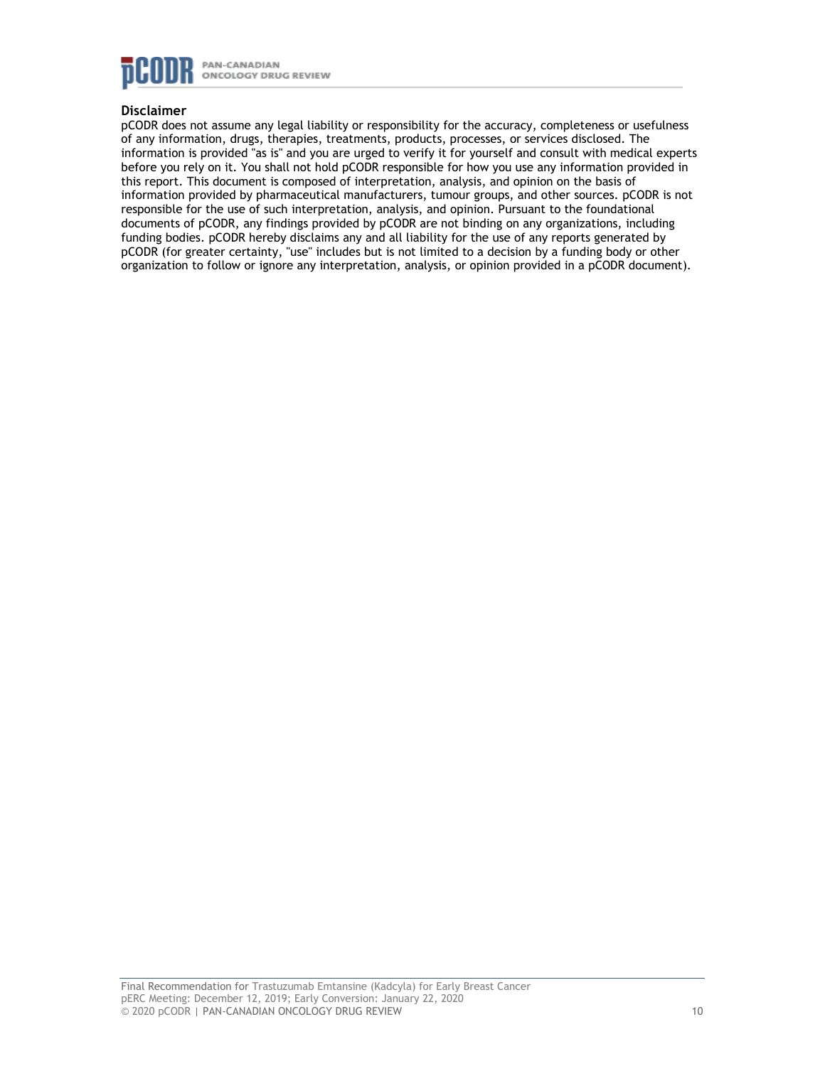## Disclaimer

pCODR does not assume any legal liability or responsibility for the accuracy, completeness or usefulness of any information, drugs, therapies, treatments, products, processes, or services disclosed. The information is provided "as is" and you are urged to verify it for yourself and consult with medical experts before you rely on it. You shall not hold pCODR responsible for how you use any information provided in this report. This document is composed of interpretation, analysis, and opinion on the basis of information provided by pharmaceutical manufacturers, tumour groups, and other sources. pCODR is not responsible for the use of such interpretation, analysis, and opinion. Pursuant to the foundational documents of pCODR, any findings provided by pCODR are not binding on any organizations, including funding bodies. pCODR hereby disclaims any and all liability for the use of any reports generated by pCODR (for greater certainty, "use" includes but is not limited to a decision by a funding body or other organization to follow or ignore any interpretation, analysis, or opinion provided in a pCODR document).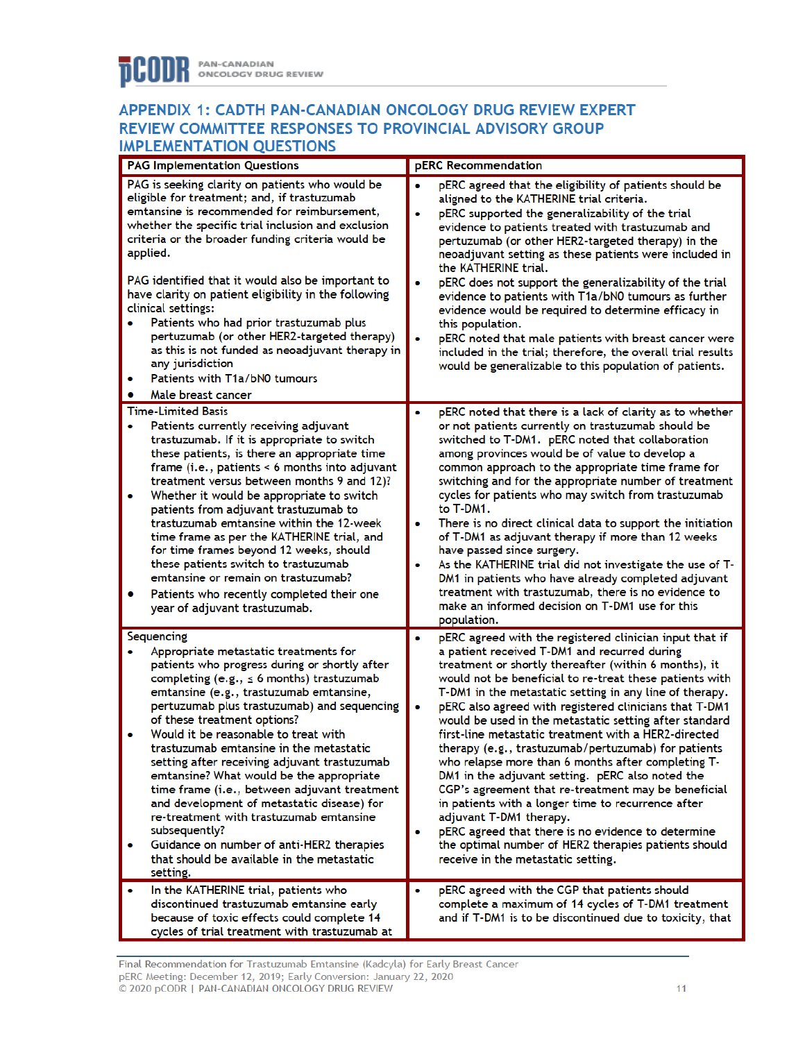# APPENDIX 1: CADTH PAN-CANADIAN ONCOLOGY DRUG REVIEW EXPERT REVIEW COMMITTEE RESPONSES TO PROVINCIAL ADVISORY GROUP IMPLEMENTATION QUESTIONS

| PAG Implementation Questions | pERC Recommendation |
|---|---|
| PAG is seeking clarity on patients who would be eligible for treatment; and, if trastuzumab emtansine is recommended for reimbursement, whether the specific trial inclusion and exclusion criteria or the broader funding criteria would be applied.<br><br>PAG identified that it would also be important to have clarity on patient eligibility in the following clinical settings:<br>• Patients who had prior trastuzumab plus pertuzumab (or other HER2-targeted therapy) as this is not funded as neoadjuvant therapy in any jurisdiction<br>• Patients with T1a/bN0 tumours<br>• Male breast cancer | • pERC agreed that the eligibility of patients should be aligned to the KATHERINE trial criteria.<br>• pERC supported the generalizability of the trial evidence to patients treated with trastuzumab and pertuzumab (or other HER2-targeted therapy) in the neoadjuvant setting as these patients were included in the KATHERINE trial.<br>• pERC does not support the generalizability of the trial evidence to patients with T1a/bN0 tumours as further evidence would be required to determine efficacy in this population.<br>• pERC noted that male patients with breast cancer were included in the trial; therefore, the overall trial results would be generalizable to this population of patients. |
| Time-Limited Basis<br>• Patients currently receiving adjuvant trastuzumab. If it is appropriate to switch these patients, is there an appropriate time frame (i.e., patients < 6 months into adjuvant treatment versus between months 9 and 12)?<br>• Whether it would be appropriate to switch patients from adjuvant trastuzumab to trastuzumab emtansine within the 12-week time frame as per the KATHERINE trial, and for time frames beyond 12 weeks, should these patients switch to trastuzumab emtansine or remain on trastuzumab?<br>• Patients who recently completed their one year of adjuvant trastuzumab. | • pERC noted that there is a lack of clarity as to whether or not patients currently on trastuzumab should be switched to T-DM1. pERC noted that collaboration among provinces would be of value to develop a common approach to the appropriate time frame for switching and for the appropriate number of treatment cycles for patients who may switch from trastuzumab to T-DM1.<br>• There is no direct clinical data to support the initiation of T-DM1 as adjuvant therapy if more than 12 weeks have passed since surgery.<br>• As the KATHERINE trial did not investigate the use of T-DM1 in patients who have already completed adjuvant treatment with trastuzumab, there is no evidence to make an informed decision on T-DM1 use for this population. |
| Sequencing<br>• Appropriate metastatic treatments for patients who progress during or shortly after completing (e.g., ≤ 6 months) trastuzumab emtansine (e.g., trastuzumab emtansine, pertuzumab plus trastuzumab) and sequencing of these treatment options?<br>• Would it be reasonable to treat with trastuzumab emtansine in the metastatic setting after receiving adjuvant trastuzumab emtansine? What would be the appropriate time frame (i.e., between adjuvant treatment and development of metastatic disease) for re-treatment with trastuzumab emtansine subsequently?<br>• Guidance on number of anti-HER2 therapies that should be available in the metastatic setting. | • pERC agreed with the registered clinician input that if a patient received T-DM1 and recurred during treatment or shortly thereafter (within 6 months), it would not be beneficial to re-treat these patients with T-DM1 in the metastatic setting in any line of therapy.<br>• pERC also agreed with registered clinicians that T-DM1 would be used in the metastatic setting after standard first-line metastatic treatment with a HER2-directed therapy (e.g., trastuzumab/pertuzumab) for patients who relapse more than 6 months after completing T-DM1 in the adjuvant setting. pERC also noted the CGP's agreement that re-treatment may be beneficial in patients with a longer time to recurrence after adjuvant T-DM1 therapy.<br>• pERC agreed that there is no evidence to determine the optimal number of HER2 therapies patients should receive in the metastatic setting. |
| • In the KATHERINE trial, patients who discontinued trastuzumab emtansine early because of toxic effects could complete 14 cycles of trial treatment with trastuzumab at | • pERC agreed with the CGP that patients should complete a maximum of 14 cycles of T-DM1 treatment and if T-DM1 is to be discontinued due to toxicity, that |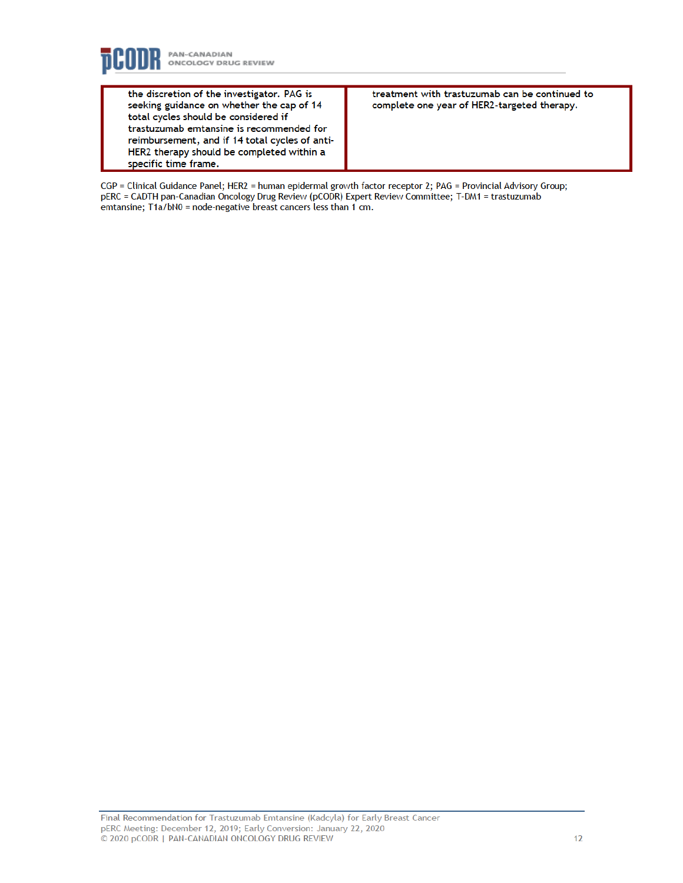| | |
|---|---|
| the discretion of the investigator. PAG is seeking guidance on whether the cap of 14 total cycles should be considered if trastuzumab emtansine is recommended for reimbursement, and if 14 total cycles of anti-HER2 therapy should be completed within a specific time frame. | treatment with trastuzumab can be continued to complete one year of HER2-targeted therapy. |

CGP = Clinical Guidance Panel; HER2 = human epidermal growth factor receptor 2; PAG = Provincial Advisory Group; pERC = CADTH pan-Canadian Oncology Drug Review (pCODR) Expert Review Committee; T-DM1 = trastuzumab emtansine; T1a/bN0 = node-negative breast cancers less than 1 cm.